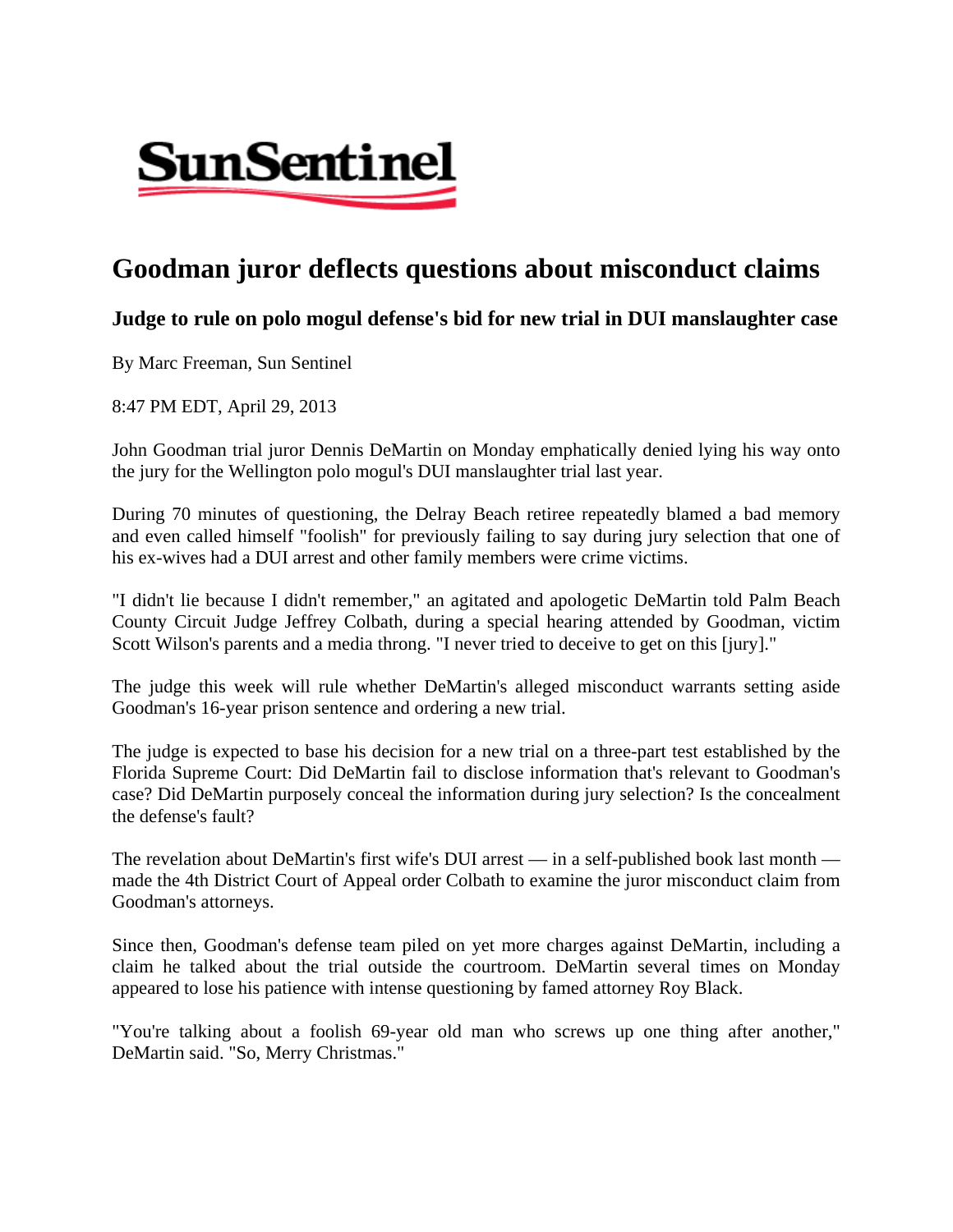SunSentinel

# Goodman juror deflects questions about misconduct claims

### Judge to rule on polo mogul defense's bid for new trial in DUI manslaughter case

By Marc Freeman, Sun Sentinel

8:47 PM EDT, April 29, 2013

John Goodman trial juror Dennis DeMartin on Monday emphatically denied lying his way onto the jury for the Wellington polo mogul's DUI manslaughter trial last year.

During 70 minutes of questioning, the Delray Beach retiree repeatedly blamed a bad memory and even called himself "foolish" for previously failing to say during jury selection that one of his ex-wives had a DUI arrest and other family members were crime victims.

"I didn't lie because I didn't remember," an agitated and apologetic DeMartin told Palm Beach County Circuit Judge Jeffrey Colbath, during a special hearing attended by Goodman, victim Scott Wilson's parents and a media throng. "I never tried to deceive to get on this [jury]."

The judge this week will rule whether DeMartin's alleged misconduct warrants setting aside Goodman's 16-year prison sentence and ordering a new trial.

The judge is expected to base his decision for a new trial on a three-part test established by the Florida Supreme Court: Did DeMartin fail to disclose information that's relevant to Goodman's case? Did DeMartin purposely conceal the information during jury selection? Is the concealment the defense's fault?

The revelation about DeMartin's first wife's DUI arrest — in a self-published book last month — made the 4th District Court of Appeal order Colbath to examine the juror misconduct claim from Goodman's attorneys.

Since then, Goodman's defense team piled on yet more charges against DeMartin, including a claim he talked about the trial outside the courtroom. DeMartin several times on Monday appeared to lose his patience with intense questioning by famed attorney Roy Black.

"You're talking about a foolish 69-year old man who screws up one thing after another," DeMartin said. "So, Merry Christmas."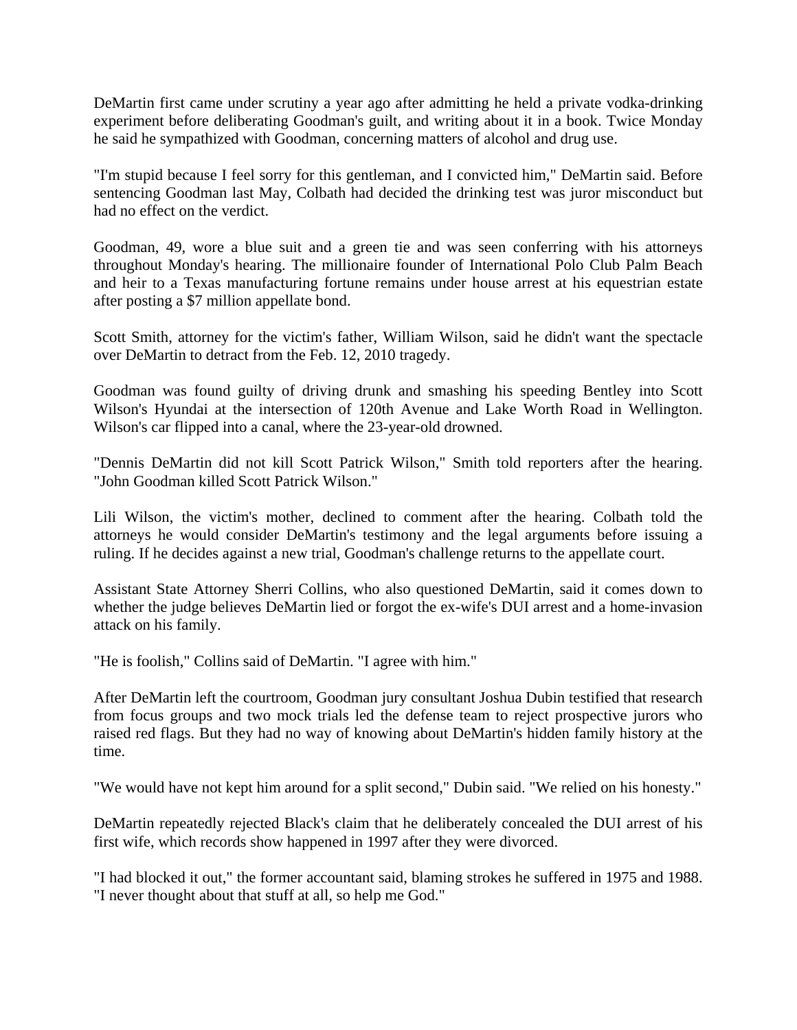DeMartin first came under scrutiny a year ago after admitting he held a private vodka-drinking experiment before deliberating Goodman's guilt, and writing about it in a book. Twice Monday he said he sympathized with Goodman, concerning matters of alcohol and drug use.

"I'm stupid because I feel sorry for this gentleman, and I convicted him," DeMartin said. Before sentencing Goodman last May, Colbath had decided the drinking test was juror misconduct but had no effect on the verdict.

Goodman, 49, wore a blue suit and a green tie and was seen conferring with his attorneys throughout Monday's hearing. The millionaire founder of International Polo Club Palm Beach and heir to a Texas manufacturing fortune remains under house arrest at his equestrian estate after posting a $7 million appellate bond.

Scott Smith, attorney for the victim's father, William Wilson, said he didn't want the spectacle over DeMartin to detract from the Feb. 12, 2010 tragedy.

Goodman was found guilty of driving drunk and smashing his speeding Bentley into Scott Wilson's Hyundai at the intersection of 120th Avenue and Lake Worth Road in Wellington. Wilson's car flipped into a canal, where the 23-year-old drowned.

"Dennis DeMartin did not kill Scott Patrick Wilson," Smith told reporters after the hearing. "John Goodman killed Scott Patrick Wilson."

Lili Wilson, the victim's mother, declined to comment after the hearing. Colbath told the attorneys he would consider DeMartin's testimony and the legal arguments before issuing a ruling. If he decides against a new trial, Goodman's challenge returns to the appellate court.

Assistant State Attorney Sherri Collins, who also questioned DeMartin, said it comes down to whether the judge believes DeMartin lied or forgot the ex-wife's DUI arrest and a home-invasion attack on his family.

"He is foolish," Collins said of DeMartin. "I agree with him."

After DeMartin left the courtroom, Goodman jury consultant Joshua Dubin testified that research from focus groups and two mock trials led the defense team to reject prospective jurors who raised red flags. But they had no way of knowing about DeMartin's hidden family history at the time.

"We would have not kept him around for a split second," Dubin said. "We relied on his honesty."

DeMartin repeatedly rejected Black's claim that he deliberately concealed the DUI arrest of his first wife, which records show happened in 1997 after they were divorced.

"I had blocked it out," the former accountant said, blaming strokes he suffered in 1975 and 1988. "I never thought about that stuff at all, so help me God."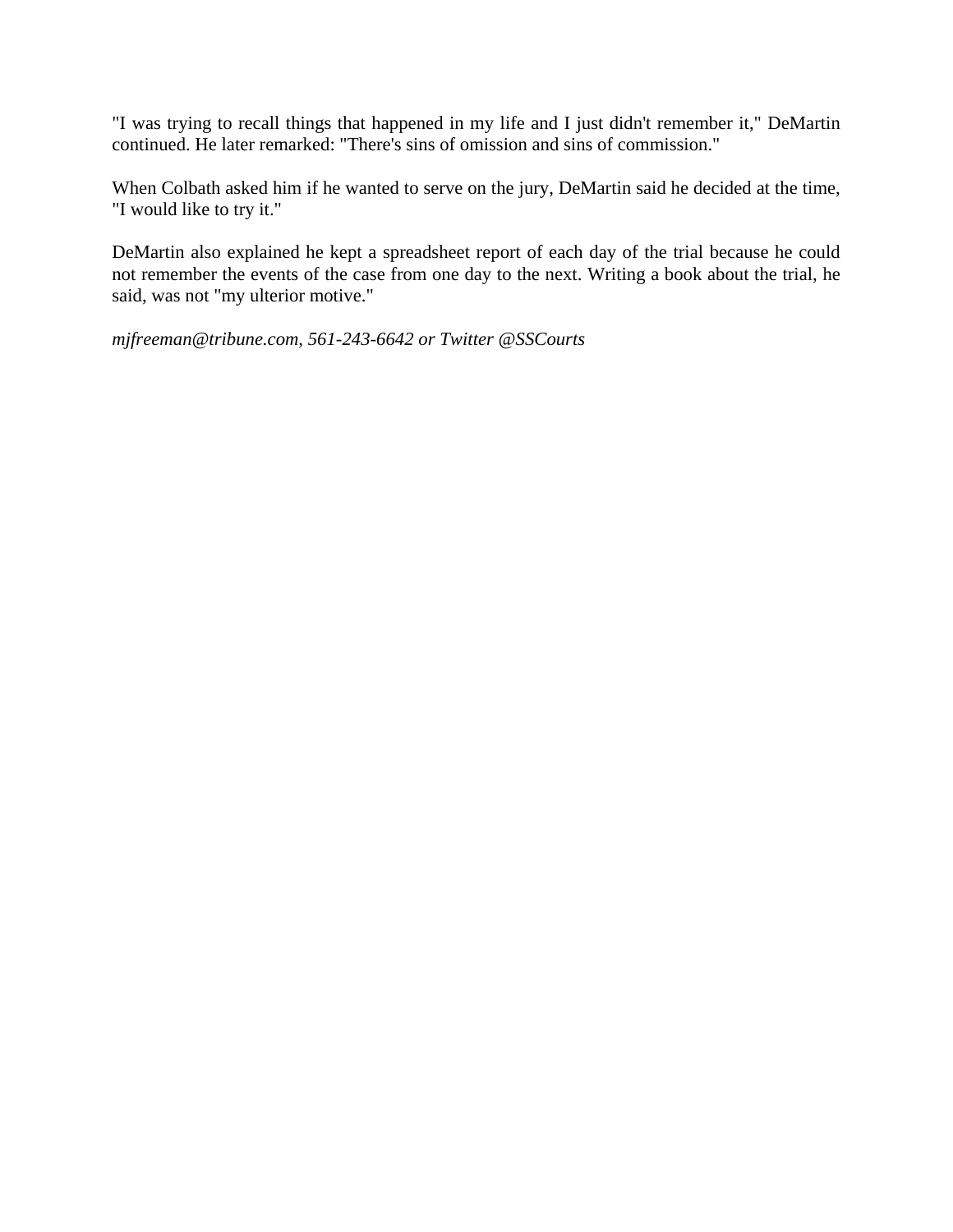"I was trying to recall things that happened in my life and I just didn't remember it," DeMartin continued. He later remarked: "There's sins of omission and sins of commission."

When Colbath asked him if he wanted to serve on the jury, DeMartin said he decided at the time, "I would like to try it."

DeMartin also explained he kept a spreadsheet report of each day of the trial because he could not remember the events of the case from one day to the next. Writing a book about the trial, he said, was not "my ulterior motive."

*mjfreeman@tribune.com, 561-243-6642 or Twitter @SSCourts*